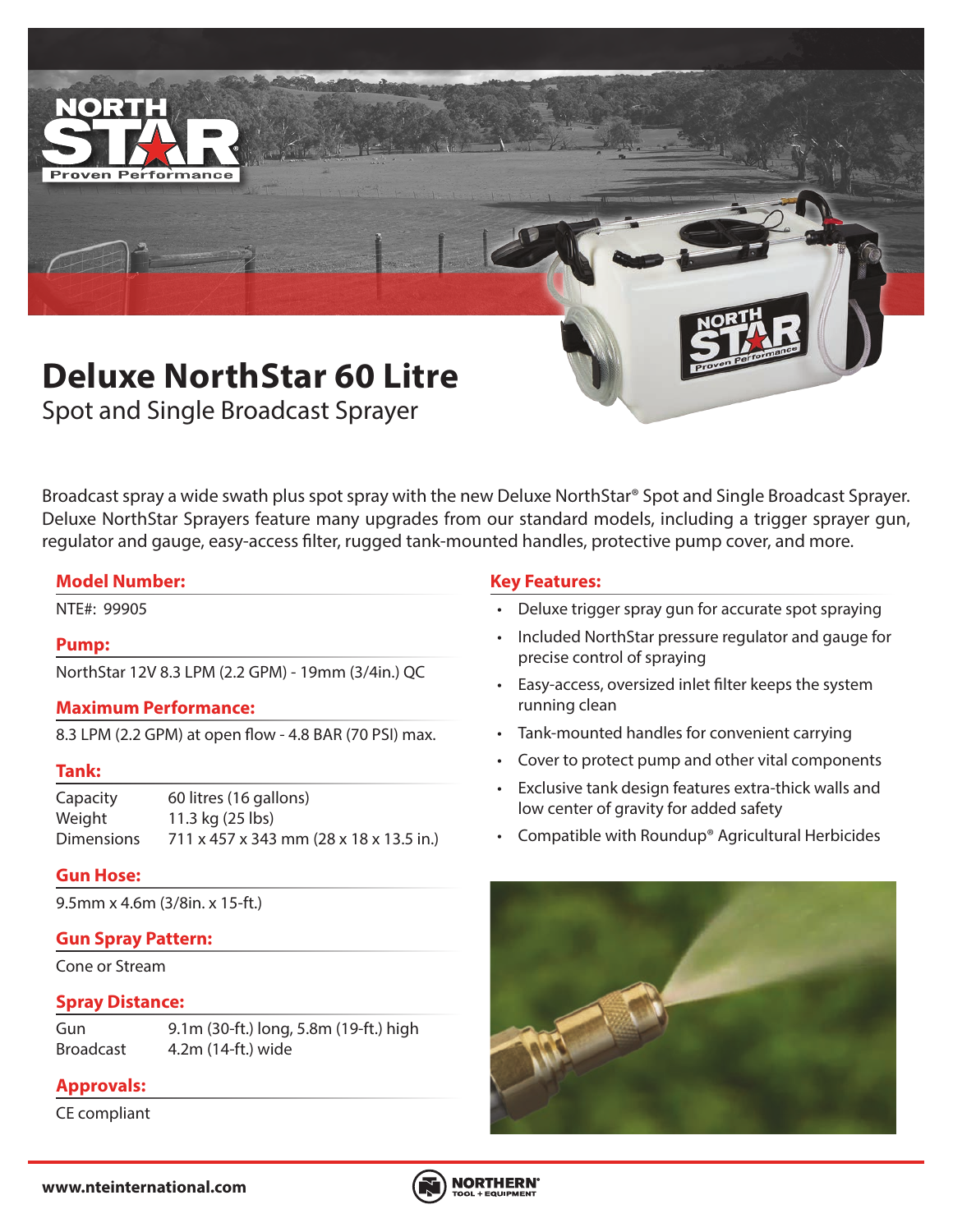# Deluxe NorthStar 60 Litre

## Spot and Single Broadcast Sprayer

Broadcast spray a wide swath plus spot spray with the new Deluxe NorthStar® Spot and Single Broadcast Sprayer. Deluxe NorthStar Sprayers feature many upgrades from our standard models, including a trigger sprayer gun, regulator and gauge, easy-access filter, rugged tank-mounted handles, protective pump cover, and more.

### Model Number:

NTE#: 99905

### Pump:

NorthStar 12V 8.3 LPM (2.2 GPM) - 19mm (3/4in.) QC

### Maximum Performance:

8.3 LPM (2.2 GPM) at open flow - 4.8 BAR (70 PSI) max.

### Tank:

| | |
|---|---|
| Capacity | 60 litres (16 gallons) |
| Weight | 11.3 kg (25 lbs) |
| Dimensions | 711 x 457 x 343 mm (28 x 18 x 13.5 in.) |

### Gun Hose:

9.5mm x 4.6m (3/8in. x 15-ft.)

### Gun Spray Pattern:

Cone or Stream

### Spray Distance:

| | |
|---|---|
| Gun | 9.1m (30-ft.) long, 5.8m (19-ft.) high |
| Broadcast | 4.2m (14-ft.) wide |

### Approvals:

CE compliant

### Key Features:

- Deluxe trigger spray gun for accurate spot spraying
- Included NorthStar pressure regulator and gauge for precise control of spraying
- Easy-access, oversized inlet filter keeps the system running clean
- Tank-mounted handles for convenient carrying
- Cover to protect pump and other vital components
- Exclusive tank design features extra-thick walls and low center of gravity for added safety
- Compatible with Roundup® Agricultural Herbicides

www.nteinternational.com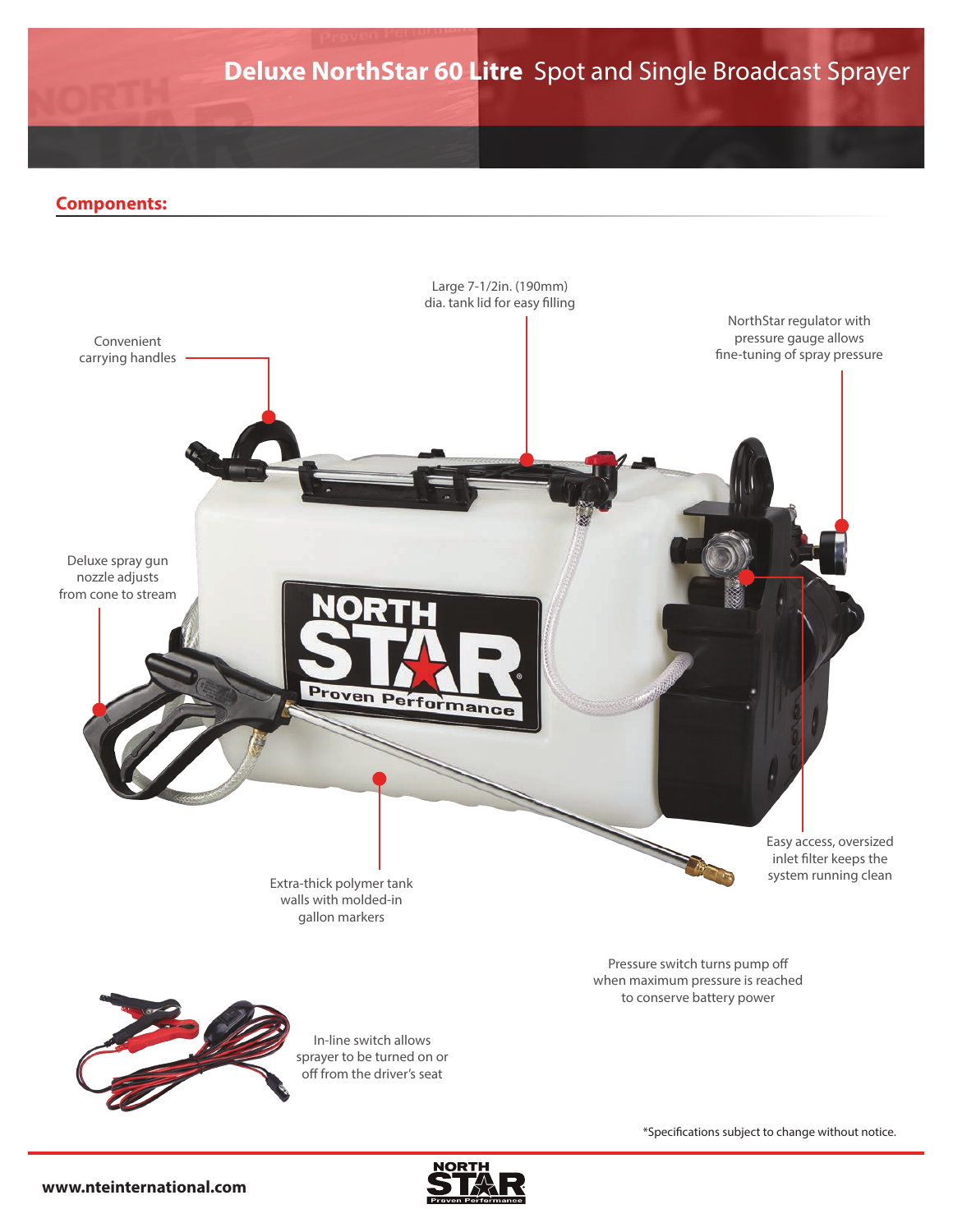# **Deluxe NorthStar 60 Litre** Spot and Single Broadcast Sprayer

## Components:

Large 7-1/2in. (190mm) dia. tank lid for easy filling

NorthStar regulator with pressure gauge allows fine-tuning of spray pressure

Convenient carrying handles

Deluxe spray gun nozzle adjusts from cone to stream

Easy access, oversized inlet filter keeps the system running clean

Extra-thick polymer tank walls with molded-in gallon markers

Pressure switch turns pump off when maximum pressure is reached to conserve battery power

In-line switch allows sprayer to be turned on or off from the driver's seat

*Specifications subject to change without notice.

**www.nteinternational.com**